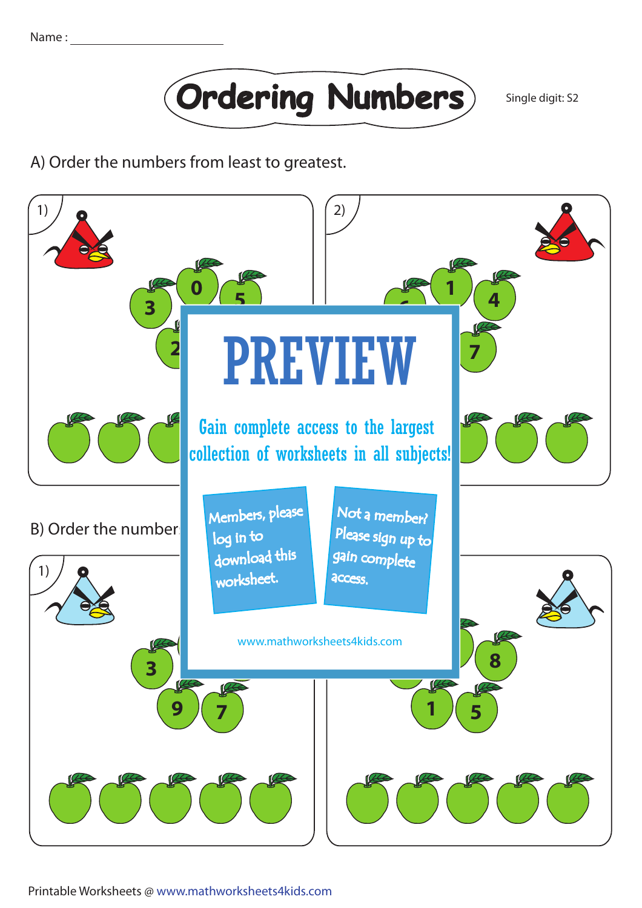Name : ______________________

# Ordering Numbers

Single digit: S2

A) Order the numbers from least to greatest.

1) 3 0 5 2

2) 1 4 7

PREVIEW

Gain complete access to the largest collection of worksheets in all subjects!

Members, please log in to download this worksheet.

Not a member? Please sign up to gain complete access.

www.mathworksheets4kids.com

B) Order the number

1) 3 9 7

2) 8 1 5

Printable Worksheets @ www.mathworksheets4kids.com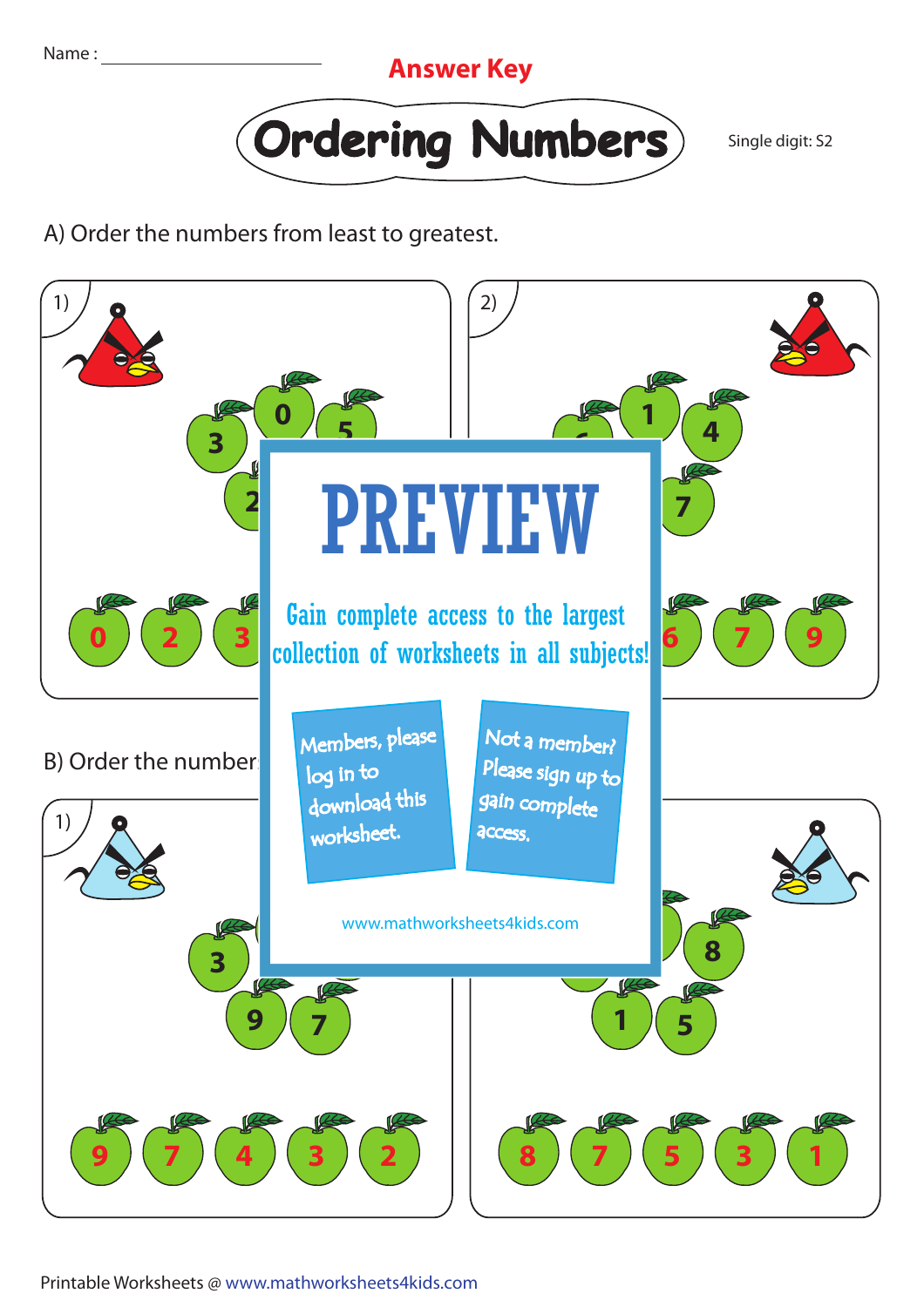Name : ______________________

**Answer Key**

# Ordering Numbers

Single digit: S2

A) Order the numbers from least to greatest.

1)

3 0 5 2

0 2 3

2)

1 4 7

6 7 9

PREVIEW

Gain complete access to the largest collection of worksheets in all subjects!

Members, please log in to download this worksheet.

Not a member? Please sign up to gain complete access.

www.mathworksheets4kids.com

B) Order the number

1)

3 9 7

9 7 4 3 2

8 1 5

8 7 5 3 1

Printable Worksheets @ www.mathworksheets4kids.com